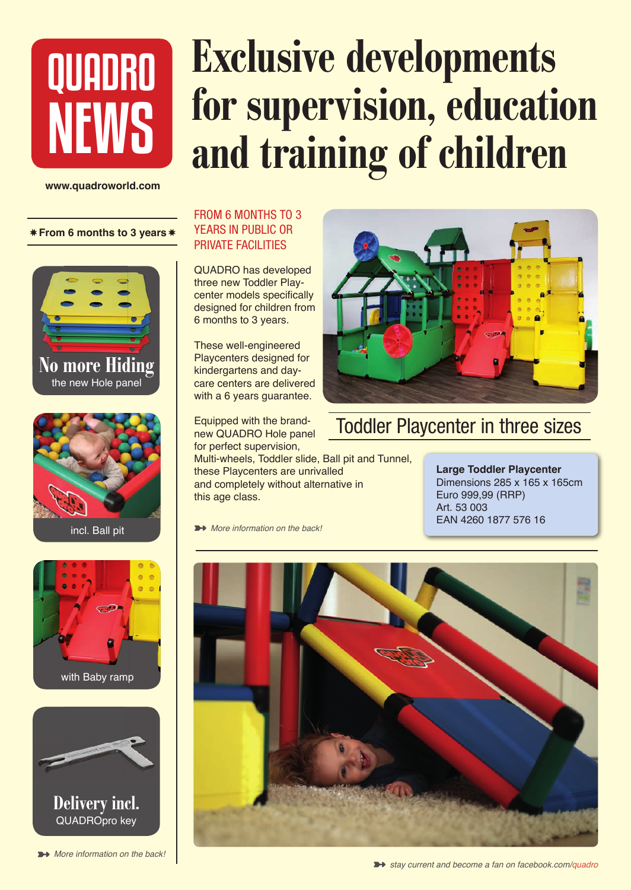# QUADRO NEWS

www.quadroworld.com

# Exclusive developments for supervision, education and training of children

✷From 6 months to 3 years✷

**No more Hiding**
the new Hole panel

incl. Ball pit

with Baby ramp

**Delivery incl.**
QUADROpro key

➽ *More information on the back!*

## FROM 6 MONTHS TO 3 YEARS IN PUBLIC OR PRIVATE FACILITIES

QUADRO has developed three new Toddler Play-center models specifically designed for children from 6 months to 3 years.

These well-engineered Playcenters designed for kindergartens and day-care centers are delivered with a 6 years guarantee.

Equipped with the brand-new QUADRO Hole panel for perfect supervision, Multi-wheels, Toddler slide, Ball pit and Tunnel, these Playcenters are unrivalled and completely without alternative in this age class.

➽ *More information on the back!*

## Toddler Playcenter in three sizes

**Large Toddler Playcenter**
Dimensions 285 x 165 x 165cm
Euro 999,99 (RRP)
Art. 53 003
EAN 4260 1877 576 16

➽ *stay current and become a fan on facebook.com/quadro*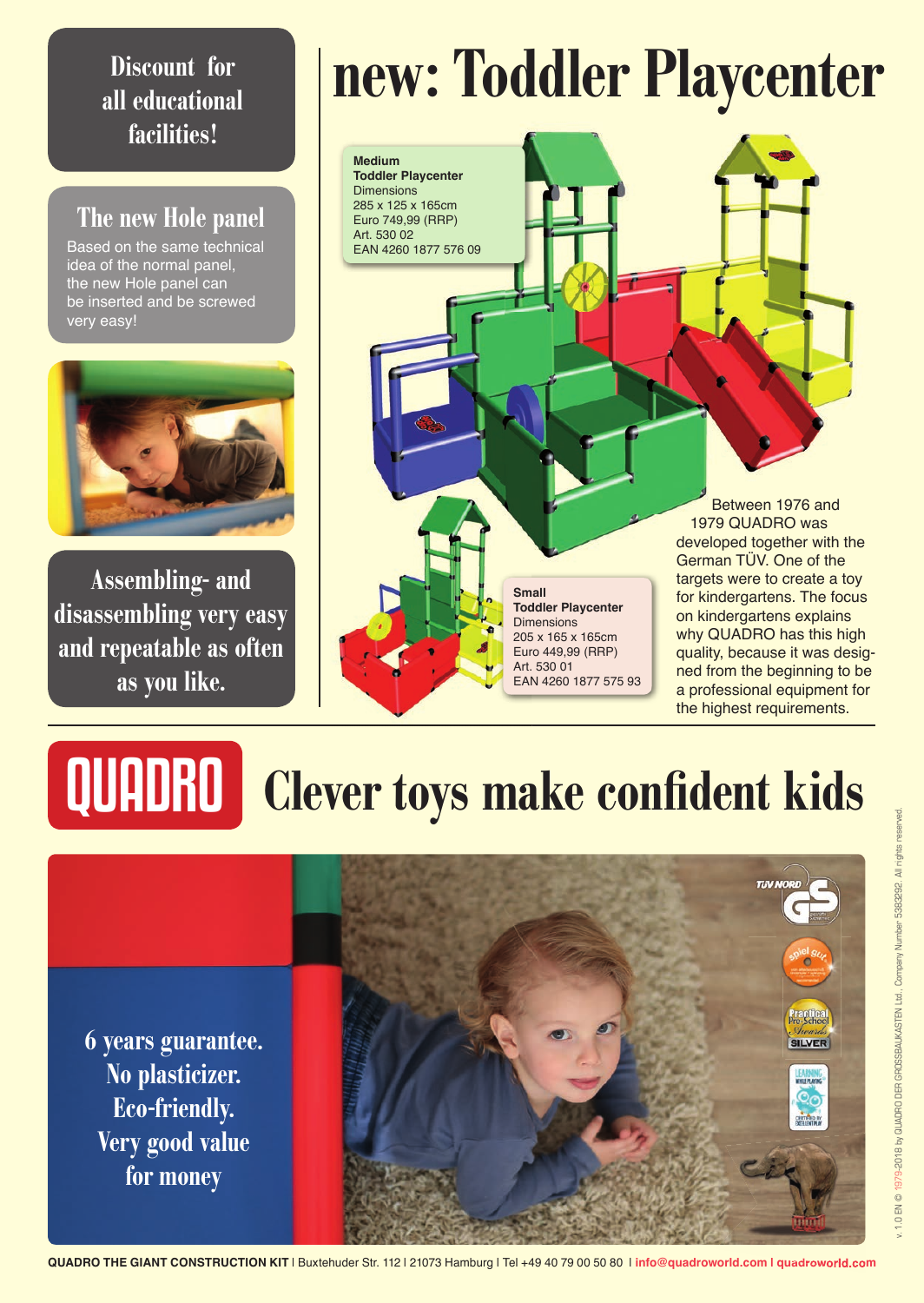Discount for all educational facilities!

# new: Toddler Playcenter

**Medium**
**Toddler Playcenter**
Dimensions
285 x 125 x 165cm
Euro 749,99 (RRP)
Art. 530 02
EAN 4260 1877 576 09

## The new Hole panel

Based on the same technical idea of the normal panel, the new Hole panel can be inserted and be screwed very easy!

**Small**
**Toddler Playcenter**
Dimensions
205 x 165 x 165cm
Euro 449,99 (RRP)
Art. 530 01
EAN 4260 1877 575 93

Between 1976 and 1979 QUADRO was developed together with the German TÜV. One of the targets were to create a toy for kindergartens. The focus on kindergartens explains why QUADRO has this high quality, because it was designed from the beginning to be a professional equipment for the highest requirements.

Assembling- and disassembling very easy and repeatable as often as you like.

QUADRO

# Clever toys make confident kids

6 years guarantee.
No plasticizer.
Eco-friendly.
Very good value for money

v. 1.0 EN © 1979-2018 by QUADRO DER GROSSBAUKASTEN Ltd., Company Number: 5383292. All rights reserved.

**QUADRO THE GIANT CONSTRUCTION KIT** | Buxtehuder Str. 112 | 21073 Hamburg | Tel +49 40 79 00 50 80 | **info@quadroworld.com | quadroworld.com**